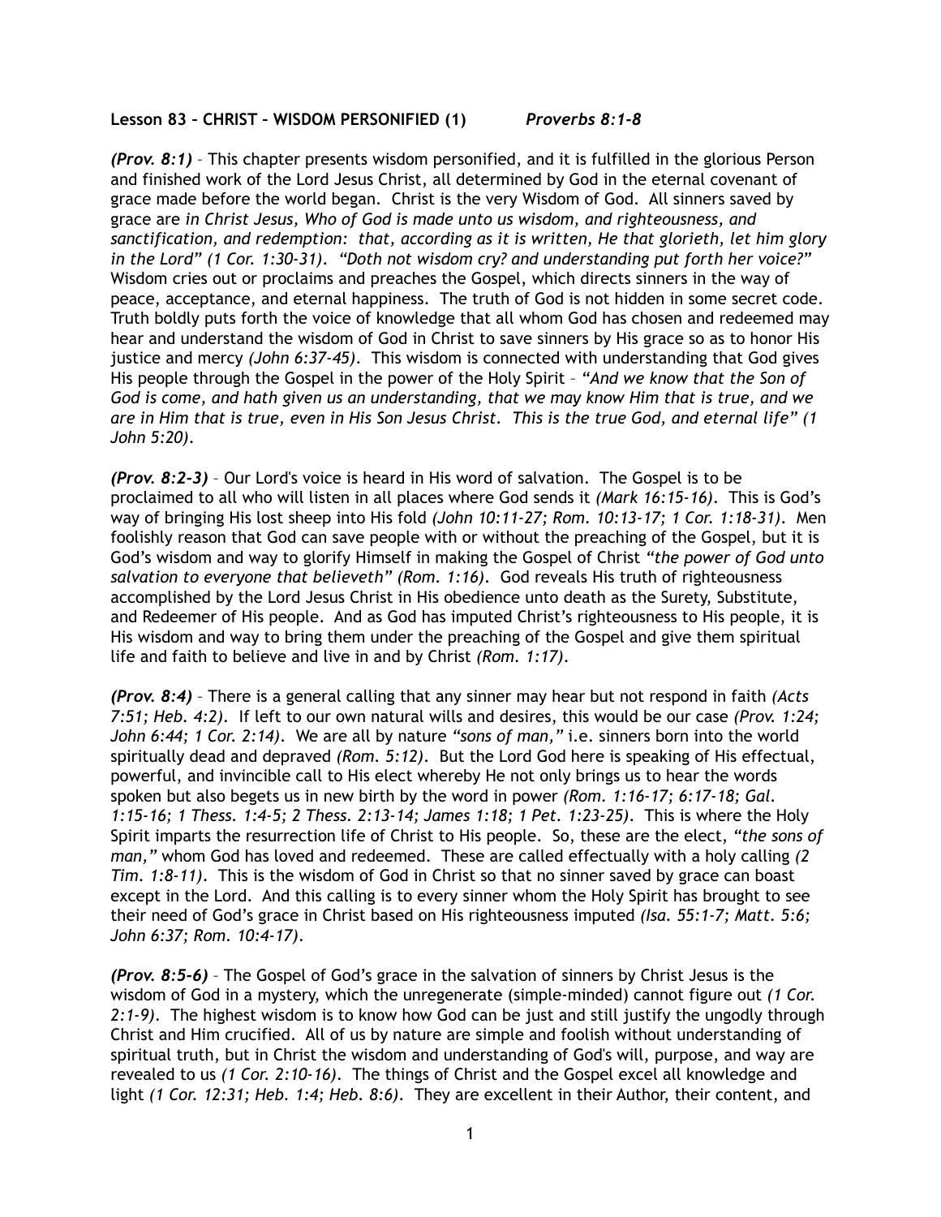**Lesson 83 – CHRIST – WISDOM PERSONIFIED (1)** ***Proverbs 8:1-8***

***(Prov. 8:1)*** – This chapter presents wisdom personified, and it is fulfilled in the glorious Person and finished work of the Lord Jesus Christ, all determined by God in the eternal covenant of grace made before the world began. Christ is the very Wisdom of God. All sinners saved by grace are *in Christ Jesus, Who of God is made unto us wisdom, and righteousness, and sanctification, and redemption: that, according as it is written, He that glorieth, let him glory in the Lord" (1 Cor. 1:30-31). "Doth not wisdom cry? and understanding put forth her voice?"* Wisdom cries out or proclaims and preaches the Gospel, which directs sinners in the way of peace, acceptance, and eternal happiness. The truth of God is not hidden in some secret code. Truth boldly puts forth the voice of knowledge that all whom God has chosen and redeemed may hear and understand the wisdom of God in Christ to save sinners by His grace so as to honor His justice and mercy *(John 6:37-45)*. This wisdom is connected with understanding that God gives His people through the Gospel in the power of the Holy Spirit – *"And we know that the Son of God is come, and hath given us an understanding, that we may know Him that is true, and we are in Him that is true, even in His Son Jesus Christ. This is the true God, and eternal life" (1 John 5:20)*.

***(Prov. 8:2-3)*** – Our Lord's voice is heard in His word of salvation. The Gospel is to be proclaimed to all who will listen in all places where God sends it *(Mark 16:15-16)*. This is God's way of bringing His lost sheep into His fold *(John 10:11-27; Rom. 10:13-17; 1 Cor. 1:18-31)*. Men foolishly reason that God can save people with or without the preaching of the Gospel, but it is God's wisdom and way to glorify Himself in making the Gospel of Christ *"the power of God unto salvation to everyone that believeth" (Rom. 1:16)*. God reveals His truth of righteousness accomplished by the Lord Jesus Christ in His obedience unto death as the Surety, Substitute, and Redeemer of His people. And as God has imputed Christ's righteousness to His people, it is His wisdom and way to bring them under the preaching of the Gospel and give them spiritual life and faith to believe and live in and by Christ *(Rom. 1:17)*.

***(Prov. 8:4)*** – There is a general calling that any sinner may hear but not respond in faith *(Acts 7:51; Heb. 4:2)*. If left to our own natural wills and desires, this would be our case *(Prov. 1:24; John 6:44; 1 Cor. 2:14)*. We are all by nature *"sons of man,"* i.e. sinners born into the world spiritually dead and depraved *(Rom. 5:12)*. But the Lord God here is speaking of His effectual, powerful, and invincible call to His elect whereby He not only brings us to hear the words spoken but also begets us in new birth by the word in power *(Rom. 1:16-17; 6:17-18; Gal. 1:15-16; 1 Thess. 1:4-5; 2 Thess. 2:13-14; James 1:18; 1 Pet. 1:23-25)*. This is where the Holy Spirit imparts the resurrection life of Christ to His people. So, these are the elect, *"the sons of man,"* whom God has loved and redeemed. These are called effectually with a holy calling *(2 Tim. 1:8-11)*. This is the wisdom of God in Christ so that no sinner saved by grace can boast except in the Lord. And this calling is to every sinner whom the Holy Spirit has brought to see their need of God's grace in Christ based on His righteousness imputed *(Isa. 55:1-7; Matt. 5:6; John 6:37; Rom. 10:4-17)*.

***(Prov. 8:5-6)*** – The Gospel of God's grace in the salvation of sinners by Christ Jesus is the wisdom of God in a mystery, which the unregenerate (simple-minded) cannot figure out *(1 Cor. 2:1-9)*. The highest wisdom is to know how God can be just and still justify the ungodly through Christ and Him crucified. All of us by nature are simple and foolish without understanding of spiritual truth, but in Christ the wisdom and understanding of God's will, purpose, and way are revealed to us *(1 Cor. 2:10-16)*. The things of Christ and the Gospel excel all knowledge and light *(1 Cor. 12:31; Heb. 1:4; Heb. 8:6)*. They are excellent in their Author, their content, and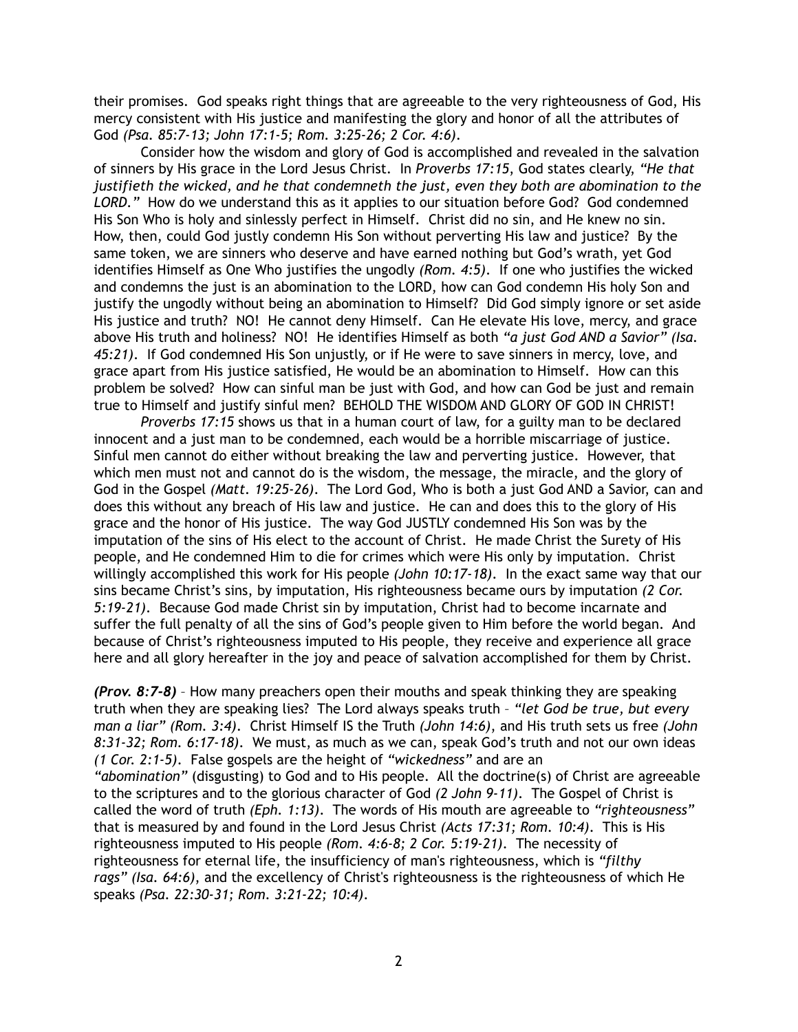their promises. God speaks right things that are agreeable to the very righteousness of God, His mercy consistent with His justice and manifesting the glory and honor of all the attributes of God *(Psa. 85:7-13; John 17:1-5; Rom. 3:25-26; 2 Cor. 4:6)*.

Consider how the wisdom and glory of God is accomplished and revealed in the salvation of sinners by His grace in the Lord Jesus Christ. In *Proverbs 17:15*, God states clearly, *"He that justifieth the wicked, and he that condemneth the just, even they both are abomination to the LORD."* How do we understand this as it applies to our situation before God? God condemned His Son Who is holy and sinlessly perfect in Himself. Christ did no sin, and He knew no sin. How, then, could God justly condemn His Son without perverting His law and justice? By the same token, we are sinners who deserve and have earned nothing but God's wrath, yet God identifies Himself as One Who justifies the ungodly *(Rom. 4:5)*. If one who justifies the wicked and condemns the just is an abomination to the LORD, how can God condemn His holy Son and justify the ungodly without being an abomination to Himself? Did God simply ignore or set aside His justice and truth? NO! He cannot deny Himself. Can He elevate His love, mercy, and grace above His truth and holiness? NO! He identifies Himself as both *"a just God AND a Savior" (Isa. 45:21)*. If God condemned His Son unjustly, or if He were to save sinners in mercy, love, and grace apart from His justice satisfied, He would be an abomination to Himself. How can this problem be solved? How can sinful man be just with God, and how can God be just and remain true to Himself and justify sinful men? BEHOLD THE WISDOM AND GLORY OF GOD IN CHRIST!

*Proverbs 17:15* shows us that in a human court of law, for a guilty man to be declared innocent and a just man to be condemned, each would be a horrible miscarriage of justice. Sinful men cannot do either without breaking the law and perverting justice. However, that which men must not and cannot do is the wisdom, the message, the miracle, and the glory of God in the Gospel *(Matt. 19:25-26)*. The Lord God, Who is both a just God AND a Savior, can and does this without any breach of His law and justice. He can and does this to the glory of His grace and the honor of His justice. The way God JUSTLY condemned His Son was by the imputation of the sins of His elect to the account of Christ. He made Christ the Surety of His people, and He condemned Him to die for crimes which were His only by imputation. Christ willingly accomplished this work for His people *(John 10:17-18)*. In the exact same way that our sins became Christ's sins, by imputation, His righteousness became ours by imputation *(2 Cor. 5:19-21)*. Because God made Christ sin by imputation, Christ had to become incarnate and suffer the full penalty of all the sins of God's people given to Him before the world began. And because of Christ's righteousness imputed to His people, they receive and experience all grace here and all glory hereafter in the joy and peace of salvation accomplished for them by Christ.

***(Prov. 8:7-8)*** – How many preachers open their mouths and speak thinking they are speaking truth when they are speaking lies? The Lord always speaks truth – *"let God be true, but every man a liar" (Rom. 3:4)*. Christ Himself IS the Truth *(John 14:6)*, and His truth sets us free *(John 8:31-32; Rom. 6:17-18)*. We must, as much as we can, speak God's truth and not our own ideas *(1 Cor. 2:1-5)*. False gospels are the height of *"wickedness"* and are an *"abomination"* (disgusting) to God and to His people. All the doctrine(s) of Christ are agreeable to the scriptures and to the glorious character of God *(2 John 9-11)*. The Gospel of Christ is called the word of truth *(Eph. 1:13)*. The words of His mouth are agreeable to *"righteousness"* that is measured by and found in the Lord Jesus Christ *(Acts 17:31; Rom. 10:4)*. This is His righteousness imputed to His people *(Rom. 4:6-8; 2 Cor. 5:19-21)*. The necessity of righteousness for eternal life, the insufficiency of man's righteousness, which is *"filthy rags" (Isa. 64:6)*, and the excellency of Christ's righteousness is the righteousness of which He speaks *(Psa. 22:30-31; Rom. 3:21-22; 10:4)*.